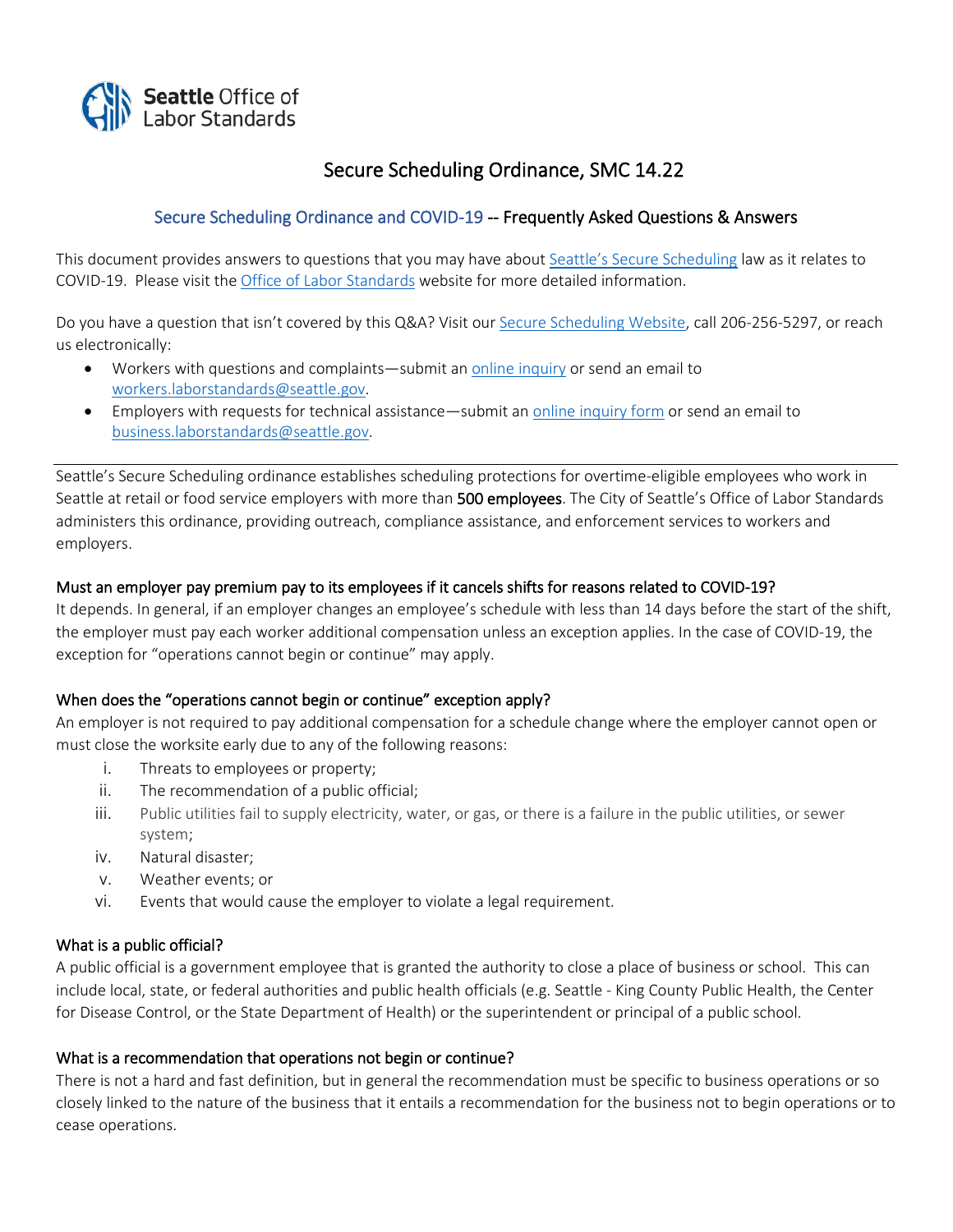Seattle Office of Labor Standards

# Secure Scheduling Ordinance, SMC 14.22

## Secure Scheduling Ordinance and COVID-19 -- Frequently Asked Questions & Answers

This document provides answers to questions that you may have about Seattle's Secure Scheduling law as it relates to COVID-19. Please visit the Office of Labor Standards website for more detailed information.

Do you have a question that isn't covered by this Q&A? Visit our Secure Scheduling Website, call 206-256-5297, or reach us electronically:

- Workers with questions and complaints—submit an online inquiry or send an email to workers.laborstandards@seattle.gov.
- Employers with requests for technical assistance—submit an online inquiry form or send an email to business.laborstandards@seattle.gov.

---

Seattle's Secure Scheduling ordinance establishes scheduling protections for overtime-eligible employees who work in Seattle at retail or food service employers with more than **500 employees**. The City of Seattle's Office of Labor Standards administers this ordinance, providing outreach, compliance assistance, and enforcement services to workers and employers.

### Must an employer pay premium pay to its employees if it cancels shifts for reasons related to COVID-19?

It depends. In general, if an employer changes an employee's schedule with less than 14 days before the start of the shift, the employer must pay each worker additional compensation unless an exception applies. In the case of COVID-19, the exception for "operations cannot begin or continue" may apply.

### When does the "operations cannot begin or continue" exception apply?

An employer is not required to pay additional compensation for a schedule change where the employer cannot open or must close the worksite early due to any of the following reasons:

i. Threats to employees or property;
ii. The recommendation of a public official;
iii. Public utilities fail to supply electricity, water, or gas, or there is a failure in the public utilities, or sewer system;
iv. Natural disaster;
v. Weather events; or
vi. Events that would cause the employer to violate a legal requirement.

### What is a public official?

A public official is a government employee that is granted the authority to close a place of business or school. This can include local, state, or federal authorities and public health officials (e.g. Seattle - King County Public Health, the Center for Disease Control, or the State Department of Health) or the superintendent or principal of a public school.

### What is a recommendation that operations not begin or continue?

There is not a hard and fast definition, but in general the recommendation must be specific to business operations or so closely linked to the nature of the business that it entails a recommendation for the business not to begin operations or to cease operations.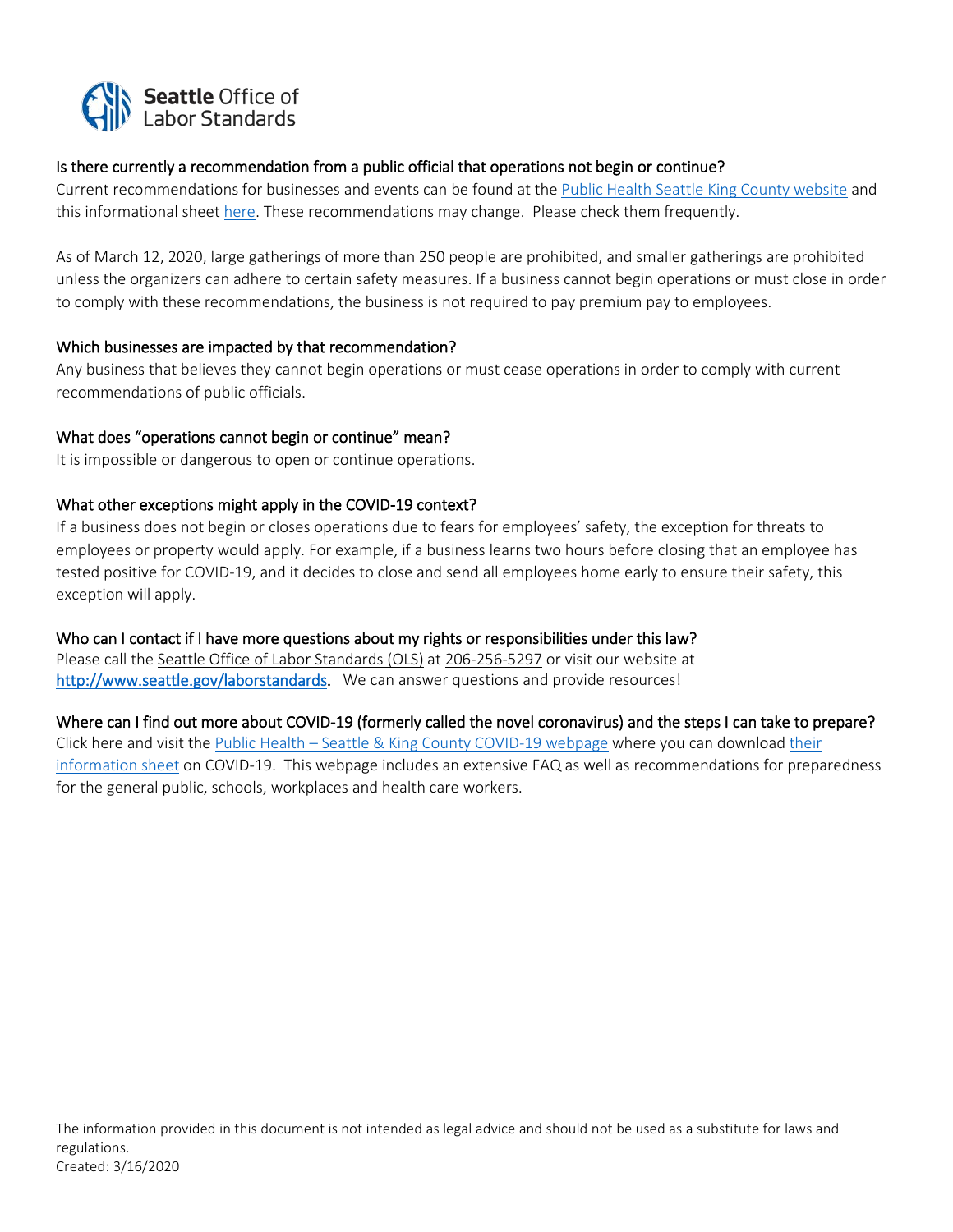Seattle Office of Labor Standards

## Is there currently a recommendation from a public official that operations not begin or continue?

Current recommendations for businesses and events can be found at the [Public Health Seattle King County website](#) and this informational sheet [here](#). These recommendations may change. Please check them frequently.

As of March 12, 2020, large gatherings of more than 250 people are prohibited, and smaller gatherings are prohibited unless the organizers can adhere to certain safety measures. If a business cannot begin operations or must close in order to comply with these recommendations, the business is not required to pay premium pay to employees.

## Which businesses are impacted by that recommendation?

Any business that believes they cannot begin operations or must cease operations in order to comply with current recommendations of public officials.

## What does "operations cannot begin or continue" mean?

It is impossible or dangerous to open or continue operations.

## What other exceptions might apply in the COVID-19 context?

If a business does not begin or closes operations due to fears for employees' safety, the exception for threats to employees or property would apply. For example, if a business learns two hours before closing that an employee has tested positive for COVID-19, and it decides to close and send all employees home early to ensure their safety, this exception will apply.

## Who can I contact if I have more questions about my rights or responsibilities under this law?

Please call the Seattle Office of Labor Standards (OLS) at 206-256-5297 or visit our website at [http://www.seattle.gov/laborstandards](http://www.seattle.gov/laborstandards). We can answer questions and provide resources!

## Where can I find out more about COVID-19 (formerly called the novel coronavirus) and the steps I can take to prepare?

Click here and visit the [Public Health – Seattle & King County COVID-19 webpage](#) where you can download [their information sheet](#) on COVID-19. This webpage includes an extensive FAQ as well as recommendations for preparedness for the general public, schools, workplaces and health care workers.

The information provided in this document is not intended as legal advice and should not be used as a substitute for laws and regulations.
Created: 3/16/2020